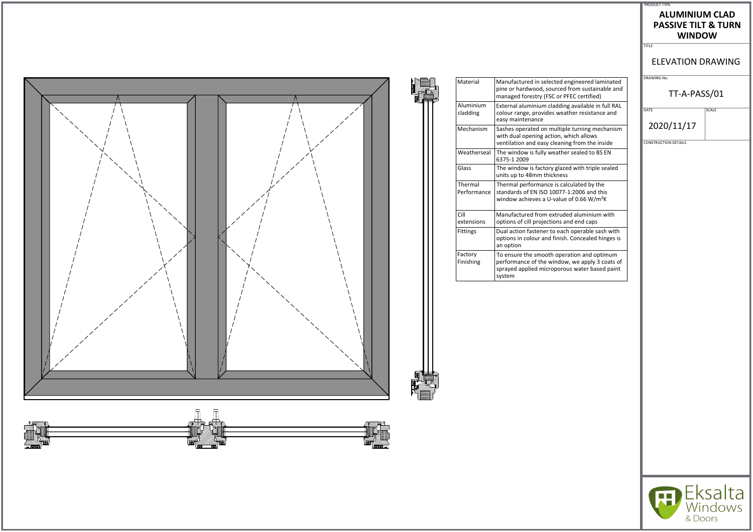PRODUCT TYPE

# ALUMINIUM CLAD PASSIVE TILT & TURN WINDOW

TITLE

## ELEVATION DRAWING

DRAWING No.

TT-A-PASS/01

DATE

2020/11/17

SCALE

CONSTRUCTION DETAILS

| | |
|---|---|
| Material | Manufactured in selected engineered laminated pine or hardwood, sourced from sustainable and managed forestry (FSC or PFEC certified) |
| Aluminium cladding | External aluminium cladding available in full RAL colour range, provides weather resistance and easy maintenance |
| Mechanism | Sashes operated on multiple turning mechanism with dual opening action, which allows ventilation and easy cleaning from the inside |
| Weatherseal | The window is fully weather sealed to BS EN 6375-1 2009 |
| Glass | The window is factory glazed with triple sealed units up to 48mm thickness |
| Thermal Performance | Thermal performance is calculated by the standards of EN ISO 10077-1:2006 and this window achieves a U-value of 0.66 W/m²K |
| Cill extensions | Manufactured from extruded aluminium with options of cill projections and end caps |
| Fittings | Dual action fastener to each operable sash with options in colour and finish. Concealed hinges is an option |
| Factory Finishing | To ensure the smooth operation and optimum performance of the window, we apply 3 coats of sprayed applied microporous water based paint system |

Eksalta Windows & Doors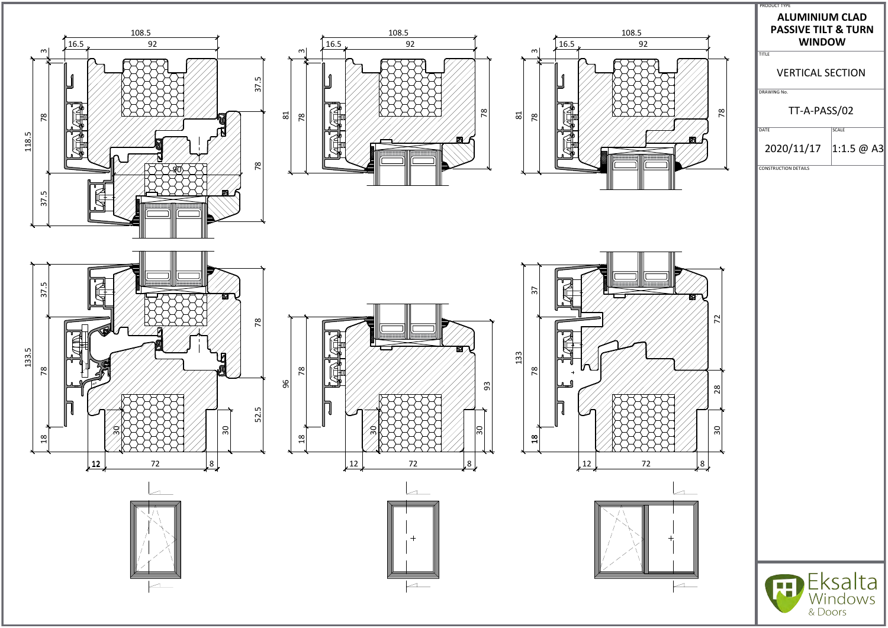| PRODUCT TYPE | |
| --- | --- |
| **ALUMINIUM CLAD PASSIVE TILT & TURN WINDOW** | |
| TITLE | |
| VERTICAL SECTION | |
| DRAWING No. | |
| TT-A-PASS/02 | |
| DATE | SCALE |
| 2020/11/17 | 1:1.5 @ A3 |
| CONSTRUCTION DETAILS | |

Eksalta Windows & Doors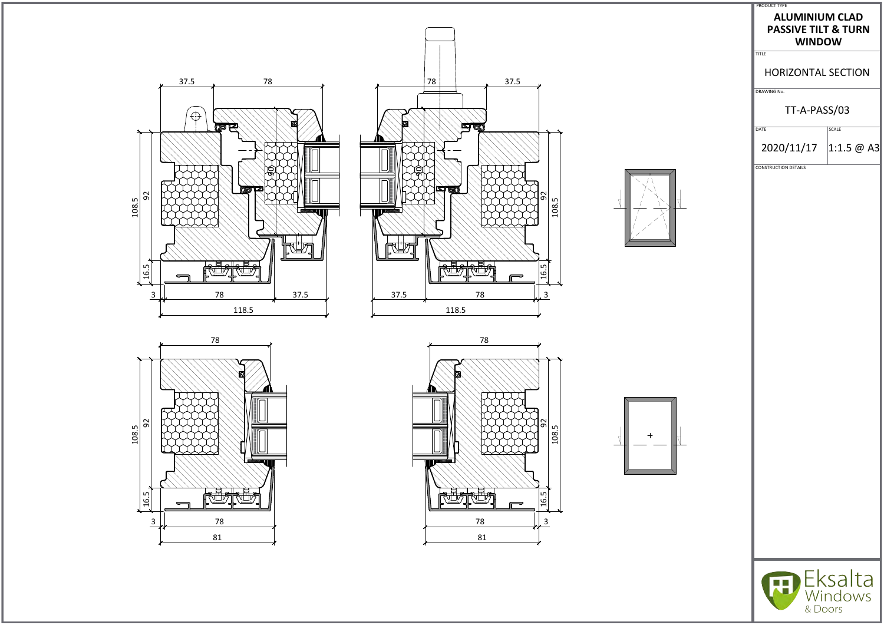PRODUCT TYPE

**ALUMINIUM CLAD PASSIVE TILT & TURN WINDOW**

TITLE

HORIZONTAL SECTION

DRAWING No.

TT-A-PASS/03

| DATE | SCALE |
| --- | --- |
| 2020/11/17 | 1:1.5 @ A3 |

CONSTRUCTION DETAILS

37.5 78 78 37.5

108.5 92 16.5 3 78 37.5 118.5

92 108.5 16.5 37.5 78 3 118.5

78 78

108.5 92 16.5 3 78 81

92 108.5 16.5 78 3 81

Eksalta Windows & Doors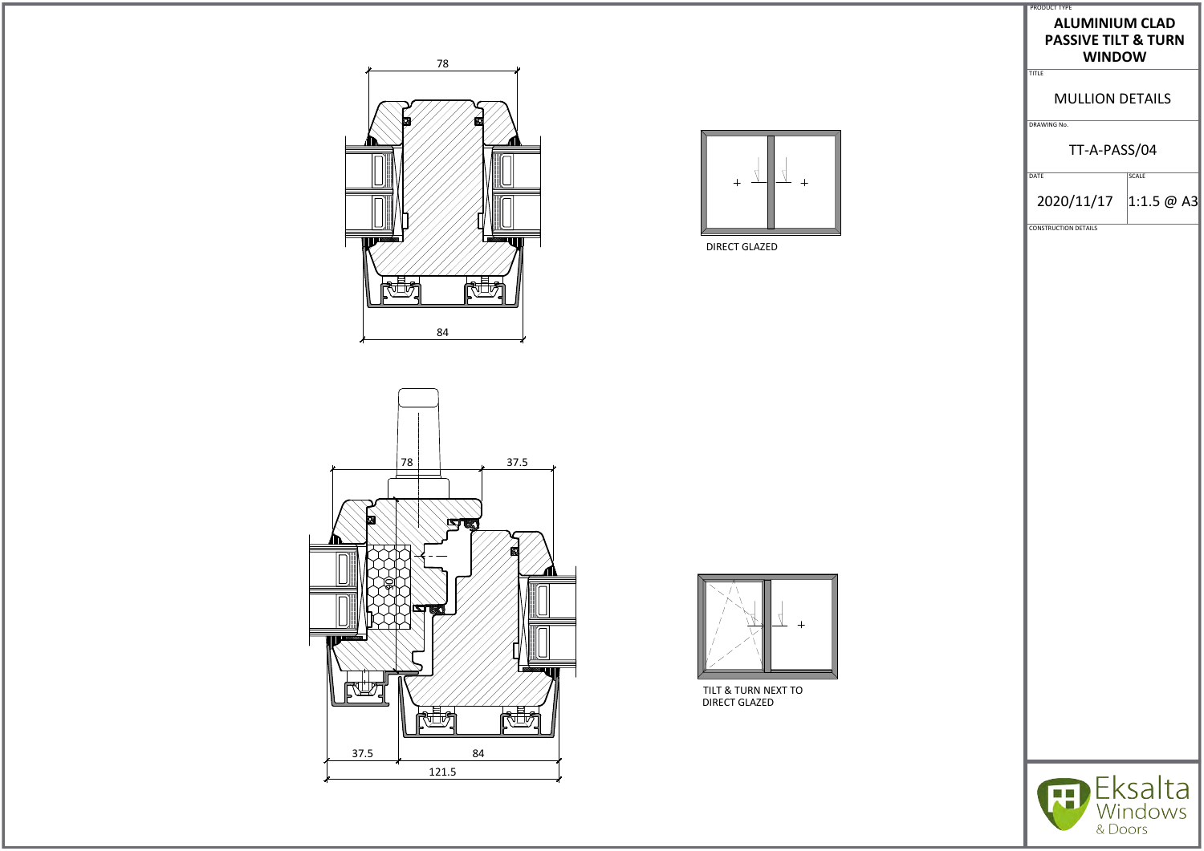PRODUCT TYPE

**ALUMINIUM CLAD PASSIVE TILT & TURN WINDOW**

TITLE

MULLION DETAILS

DRAWING No.

TT-A-PASS/04

| DATE | SCALE |
|---|---|
| 2020/11/17 | 1:1.5 @ A3 |

CONSTRUCTION DETAILS

78

84

DIRECT GLAZED

78

37.5

37.5

84

121.5

TILT & TURN NEXT TO DIRECT GLAZED

Eksalta Windows & Doors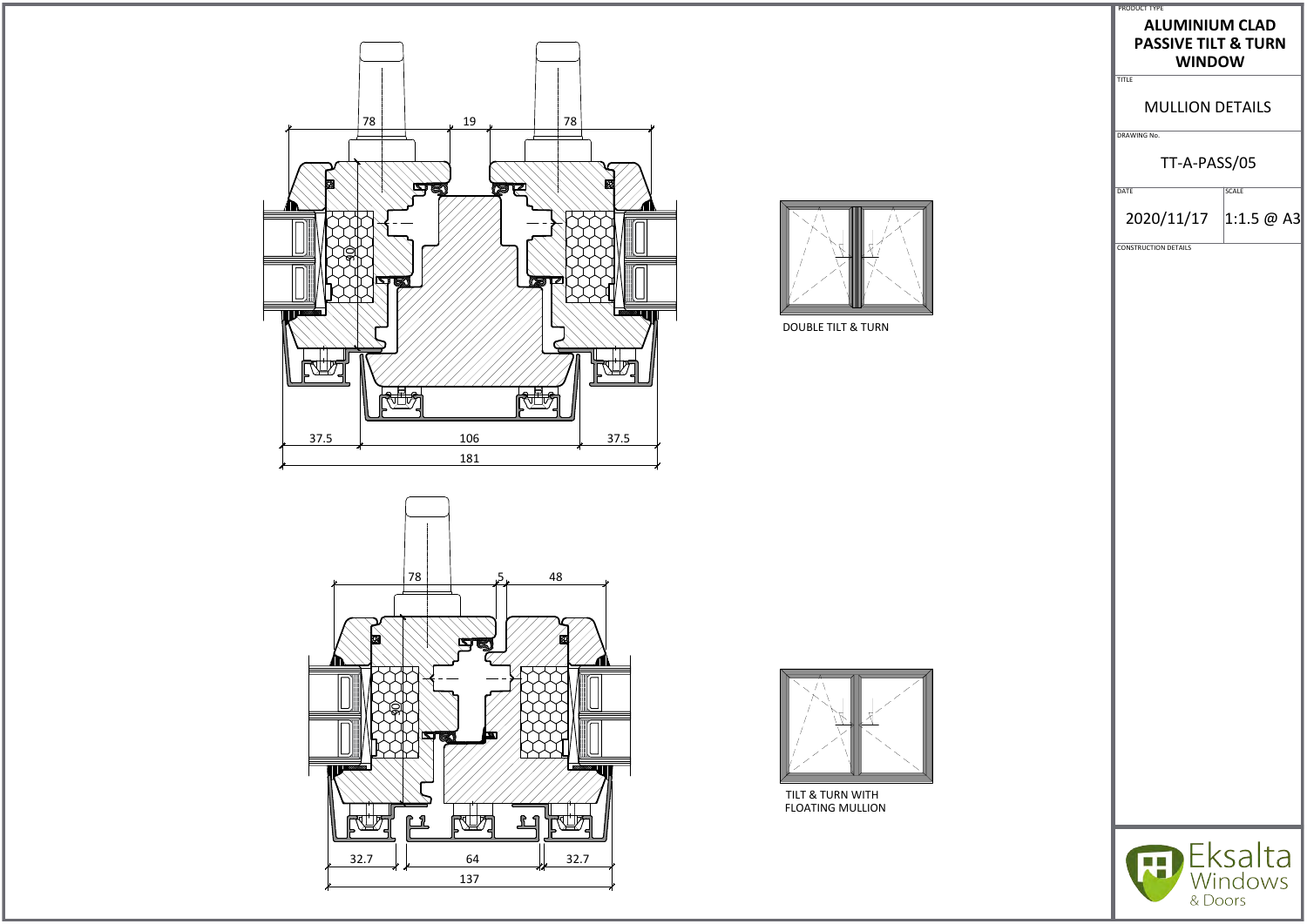78 | 19 | 78

37.5 | 106 | 37.5

181

DOUBLE TILT & TURN

78 | 5 | 48

32.7 | 64 | 32.7

137

TILT & TURN WITH FLOATING MULLION

PRODUCT TYPE

**ALUMINIUM CLAD PASSIVE TILT & TURN WINDOW**

TITLE

MULLION DETAILS

DRAWING No.

TT-A-PASS/05

| DATE | SCALE |
| --- | --- |
| 2020/11/17 | 1:1.5 @ A3 |

CONSTRUCTION DETAILS

Eksalta Windows & Doors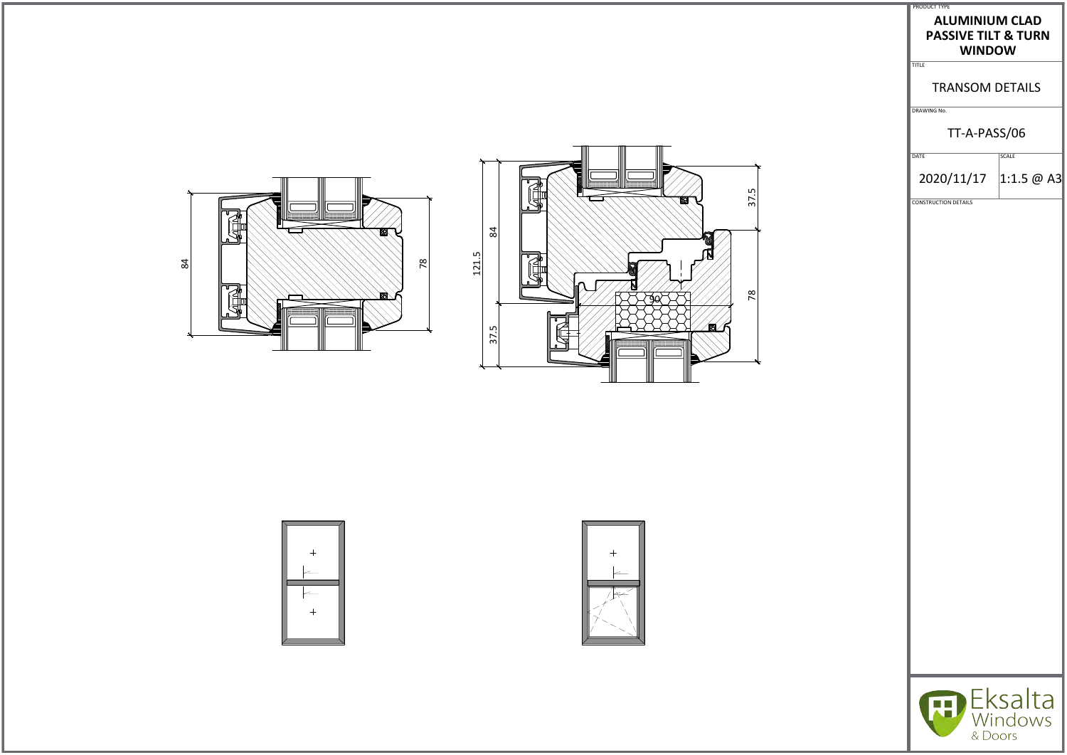84

78

121.5

84

37.5

37.5

78

90

PRODUCT TYPE

**ALUMINIUM CLAD PASSIVE TILT & TURN WINDOW**

TITLE

TRANSOM DETAILS

DRAWING No.

TT-A-PASS/06

| DATE | SCALE |
| --- | --- |
| 2020/11/17 | 1:1.5 @ A3 |

CONSTRUCTION DETAILS

Eksalta Windows & Doors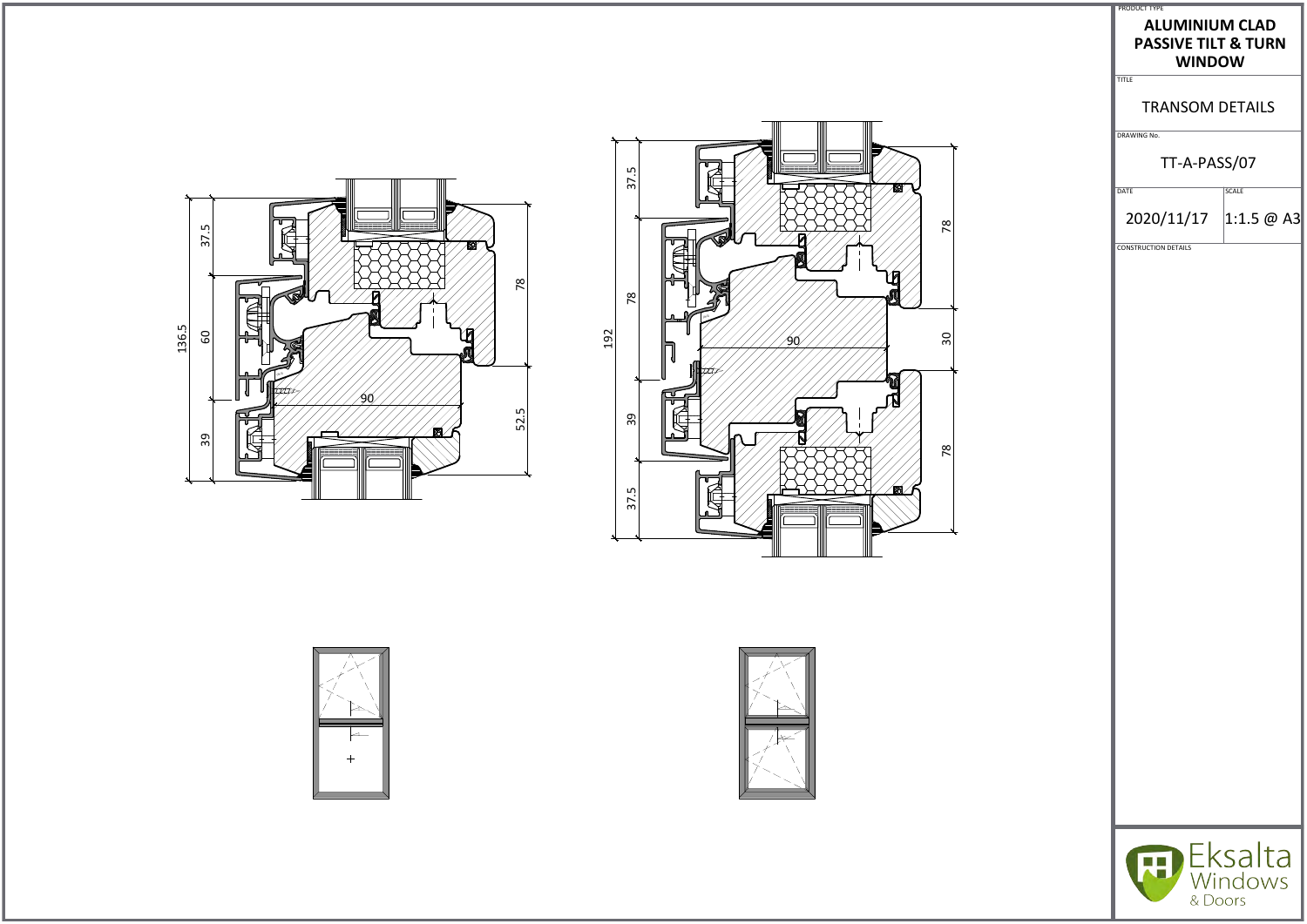PRODUCT TYPE

**ALUMINIUM CLAD PASSIVE TILT & TURN WINDOW**

TITLE

TRANSOM DETAILS

DRAWING No.

TT-A-PASS/07

| DATE | SCALE |
|---|---|
| 2020/11/17 | 1:1.5 @ A3 |

CONSTRUCTION DETAILS

37.5

60

39

136.5

78

52.5

90

37.5

78

39

37.5

192

78

30

78

90

Eksalta Windows & Doors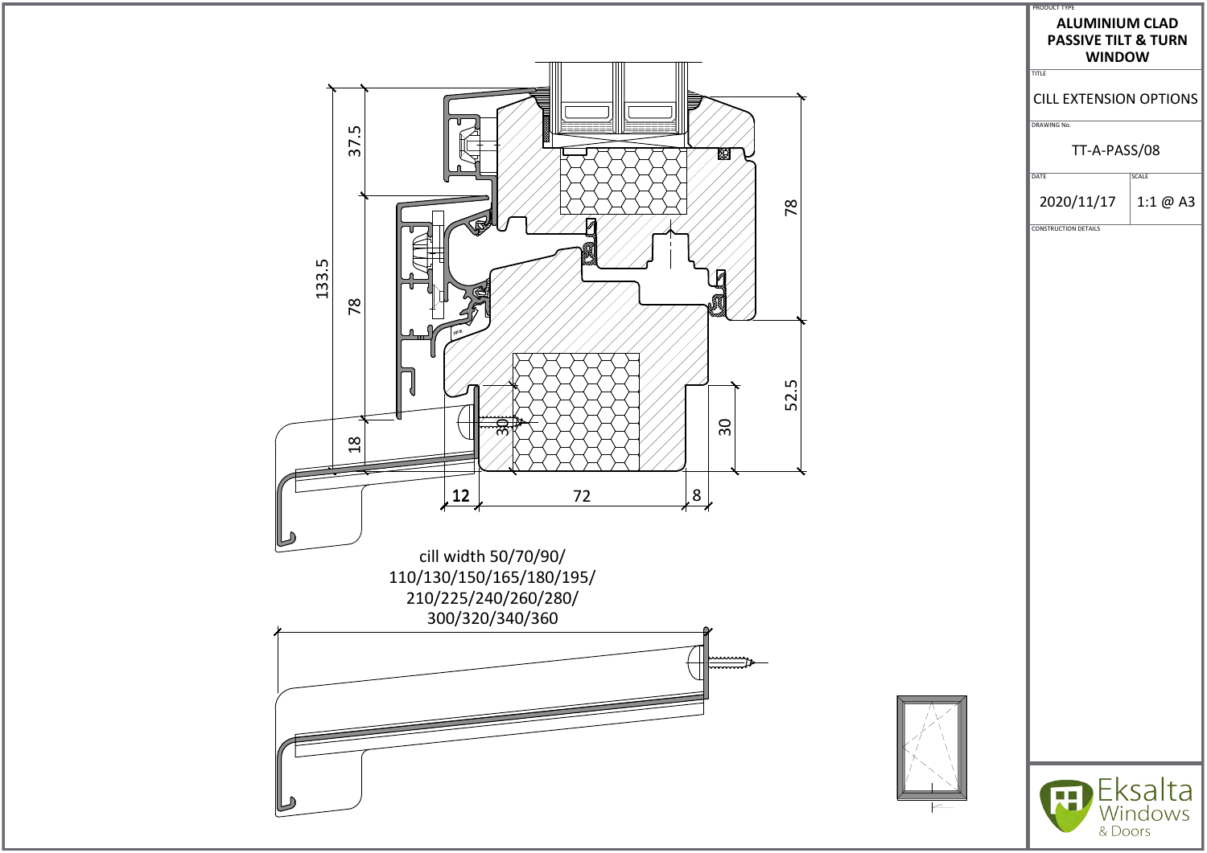PRODUCT TYPE

**ALUMINIUM CLAD PASSIVE TILT & TURN WINDOW**

TITLE

CILL EXTENSION OPTIONS

DRAWING No.

TT-A-PASS/08

| DATE | SCALE |
|---|---|
| 2020/11/17 | 1:1 @ A3 |

CONSTRUCTION DETAILS

37.5

133.5

78

18

78

52.5

30

30

12

72

8

cill width 50/70/90/
110/130/150/165/180/195/
210/225/240/260/280/
300/320/340/360

Eksalta Windows & Doors